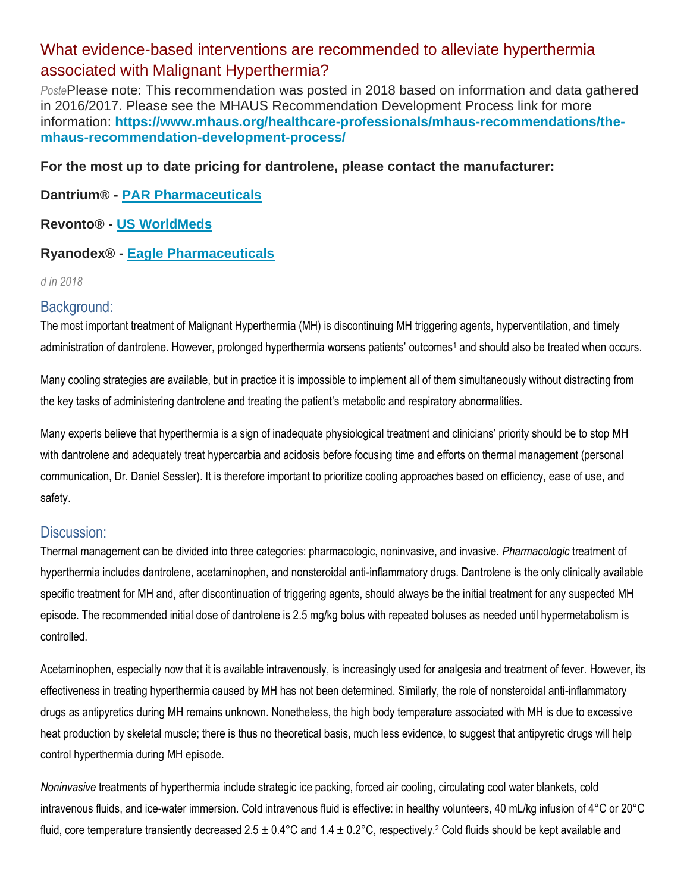# What evidence-based interventions are recommended to alleviate hyperthermia associated with Malignant Hyperthermia?

*Poste*Please note: This recommendation was posted in 2018 based on information and data gathered in 2016/2017. Please see the MHAUS Recommendation Development Process link for more information: **https://www.mhaus.org/healthcare-professionals/mhaus-recommendations/the-mhaus-recommendation-development-process/**

**For the most up to date pricing for dantrolene, please contact the manufacturer:**

**Dantrium® - PAR Pharmaceuticals**

**Revonto® - US WorldMeds**

**Ryanodex® - Eagle Pharmaceuticals**

*d in 2018*

## Background:

The most important treatment of Malignant Hyperthermia (MH) is discontinuing MH triggering agents, hyperventilation, and timely administration of dantrolene. However, prolonged hyperthermia worsens patients' outcomes[1] and should also be treated when occurs.

Many cooling strategies are available, but in practice it is impossible to implement all of them simultaneously without distracting from the key tasks of administering dantrolene and treating the patient's metabolic and respiratory abnormalities.

Many experts believe that hyperthermia is a sign of inadequate physiological treatment and clinicians' priority should be to stop MH with dantrolene and adequately treat hypercarbia and acidosis before focusing time and efforts on thermal management (personal communication, Dr. Daniel Sessler). It is therefore important to prioritize cooling approaches based on efficiency, ease of use, and safety.

## Discussion:

Thermal management can be divided into three categories: pharmacologic, noninvasive, and invasive. *Pharmacologic* treatment of hyperthermia includes dantrolene, acetaminophen, and nonsteroidal anti-inflammatory drugs. Dantrolene is the only clinically available specific treatment for MH and, after discontinuation of triggering agents, should always be the initial treatment for any suspected MH episode. The recommended initial dose of dantrolene is 2.5 mg/kg bolus with repeated boluses as needed until hypermetabolism is controlled.

Acetaminophen, especially now that it is available intravenously, is increasingly used for analgesia and treatment of fever. However, its effectiveness in treating hyperthermia caused by MH has not been determined. Similarly, the role of nonsteroidal anti-inflammatory drugs as antipyretics during MH remains unknown. Nonetheless, the high body temperature associated with MH is due to excessive heat production by skeletal muscle; there is thus no theoretical basis, much less evidence, to suggest that antipyretic drugs will help control hyperthermia during MH episode.

*Noninvasive* treatments of hyperthermia include strategic ice packing, forced air cooling, circulating cool water blankets, cold intravenous fluids, and ice-water immersion. Cold intravenous fluid is effective: in healthy volunteers, 40 mL/kg infusion of 4°C or 20°C fluid, core temperature transiently decreased 2.5 ± 0.4°C and 1.4 ± 0.2°C, respectively.[2] Cold fluids should be kept available and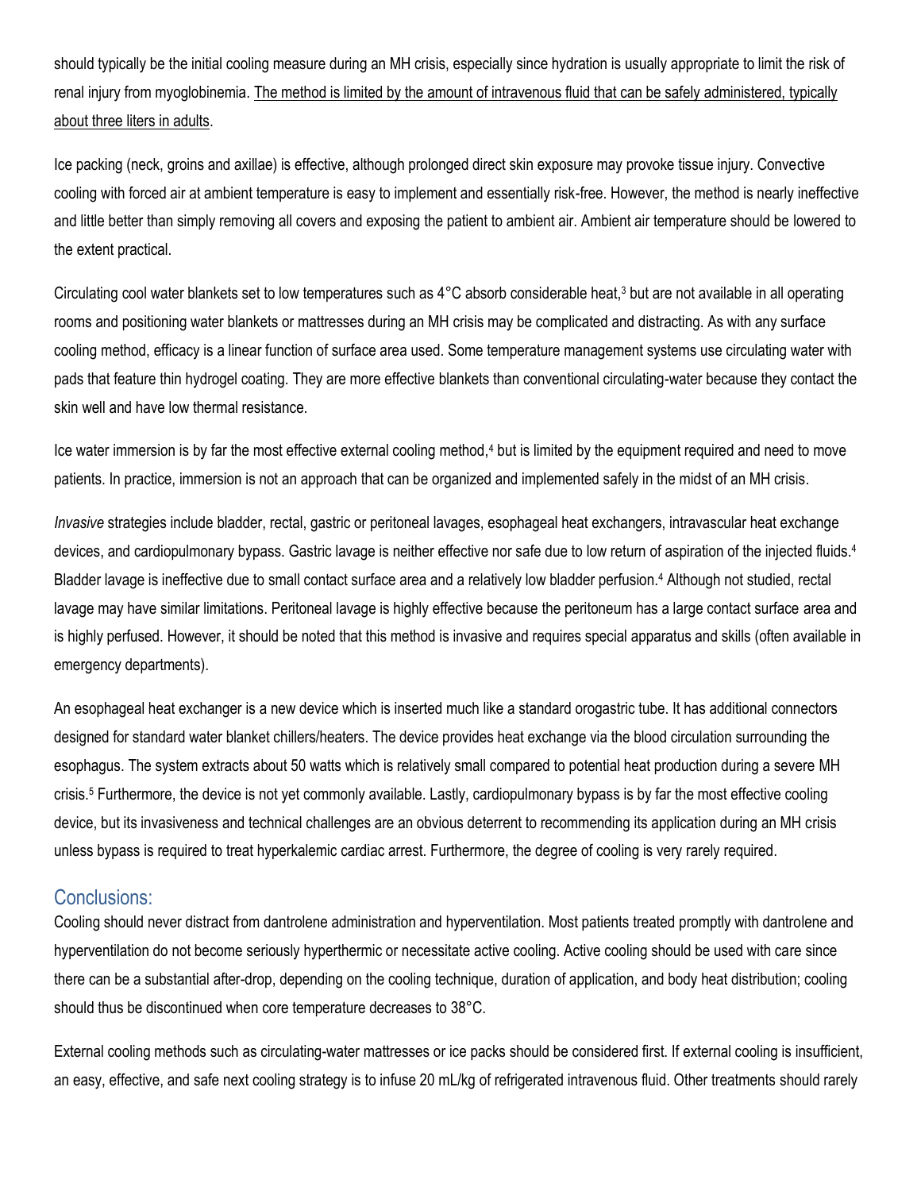should typically be the initial cooling measure during an MH crisis, especially since hydration is usually appropriate to limit the risk of renal injury from myoglobinemia. <u>The method is limited by the amount of intravenous fluid that can be safely administered, typically about three liters in adults</u>.

Ice packing (neck, groins and axillae) is effective, although prolonged direct skin exposure may provoke tissue injury. Convective cooling with forced air at ambient temperature is easy to implement and essentially risk-free. However, the method is nearly ineffective and little better than simply removing all covers and exposing the patient to ambient air. Ambient air temperature should be lowered to the extent practical.

Circulating cool water blankets set to low temperatures such as 4°C absorb considerable heat,[3] but are not available in all operating rooms and positioning water blankets or mattresses during an MH crisis may be complicated and distracting. As with any surface cooling method, efficacy is a linear function of surface area used. Some temperature management systems use circulating water with pads that feature thin hydrogel coating. They are more effective blankets than conventional circulating-water because they contact the skin well and have low thermal resistance.

Ice water immersion is by far the most effective external cooling method,[4] but is limited by the equipment required and need to move patients. In practice, immersion is not an approach that can be organized and implemented safely in the midst of an MH crisis.

*Invasive* strategies include bladder, rectal, gastric or peritoneal lavages, esophageal heat exchangers, intravascular heat exchange devices, and cardiopulmonary bypass. Gastric lavage is neither effective nor safe due to low return of aspiration of the injected fluids.[4] Bladder lavage is ineffective due to small contact surface area and a relatively low bladder perfusion.[4] Although not studied, rectal lavage may have similar limitations. Peritoneal lavage is highly effective because the peritoneum has a large contact surface area and is highly perfused. However, it should be noted that this method is invasive and requires special apparatus and skills (often available in emergency departments).

An esophageal heat exchanger is a new device which is inserted much like a standard orogastric tube. It has additional connectors designed for standard water blanket chillers/heaters. The device provides heat exchange via the blood circulation surrounding the esophagus. The system extracts about 50 watts which is relatively small compared to potential heat production during a severe MH crisis.[5] Furthermore, the device is not yet commonly available. Lastly, cardiopulmonary bypass is by far the most effective cooling device, but its invasiveness and technical challenges are an obvious deterrent to recommending its application during an MH crisis unless bypass is required to treat hyperkalemic cardiac arrest. Furthermore, the degree of cooling is very rarely required.

## Conclusions:

Cooling should never distract from dantrolene administration and hyperventilation. Most patients treated promptly with dantrolene and hyperventilation do not become seriously hyperthermic or necessitate active cooling. Active cooling should be used with care since there can be a substantial after-drop, depending on the cooling technique, duration of application, and body heat distribution; cooling should thus be discontinued when core temperature decreases to 38°C.

External cooling methods such as circulating-water mattresses or ice packs should be considered first. If external cooling is insufficient, an easy, effective, and safe next cooling strategy is to infuse 20 mL/kg of refrigerated intravenous fluid. Other treatments should rarely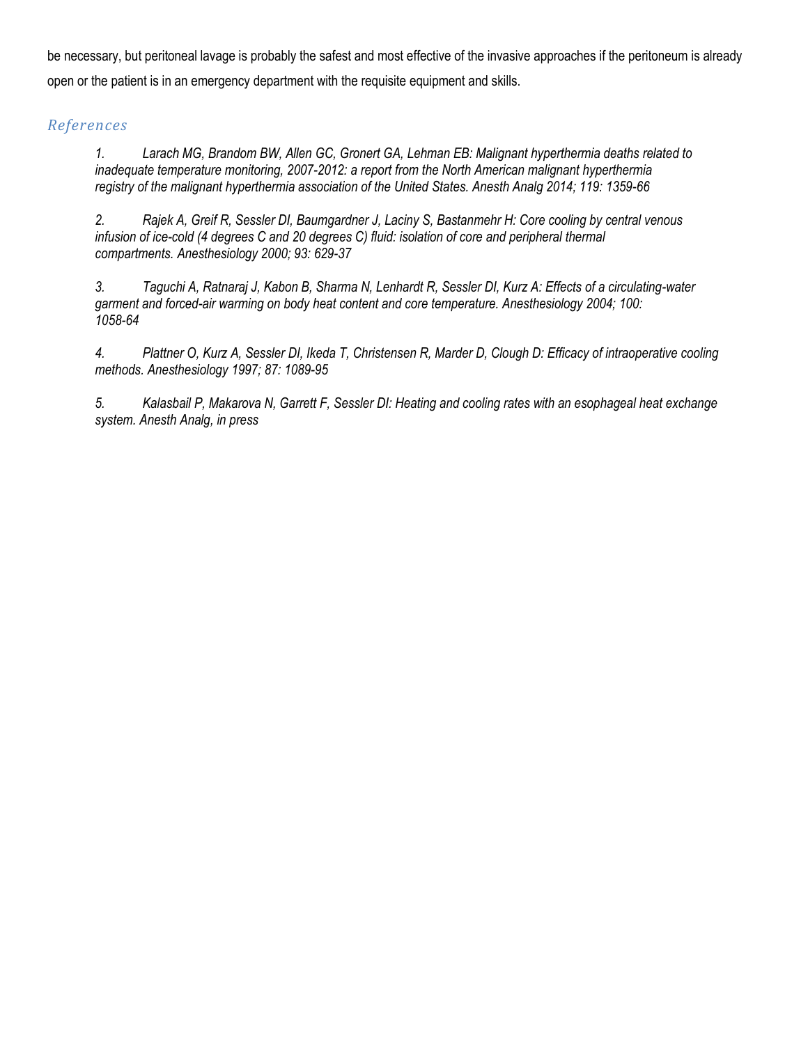be necessary, but peritoneal lavage is probably the safest and most effective of the invasive approaches if the peritoneum is already open or the patient is in an emergency department with the requisite equipment and skills.

## References

1. *Larach MG, Brandom BW, Allen GC, Gronert GA, Lehman EB: Malignant hyperthermia deaths related to inadequate temperature monitoring, 2007-2012: a report from the North American malignant hyperthermia registry of the malignant hyperthermia association of the United States. Anesth Analg 2014; 119: 1359-66*

2. *Rajek A, Greif R, Sessler DI, Baumgardner J, Laciny S, Bastanmehr H: Core cooling by central venous infusion of ice-cold (4 degrees C and 20 degrees C) fluid: isolation of core and peripheral thermal compartments. Anesthesiology 2000; 93: 629-37*

3. *Taguchi A, Ratnaraj J, Kabon B, Sharma N, Lenhardt R, Sessler DI, Kurz A: Effects of a circulating-water garment and forced-air warming on body heat content and core temperature. Anesthesiology 2004; 100: 1058-64*

4. *Plattner O, Kurz A, Sessler DI, Ikeda T, Christensen R, Marder D, Clough D: Efficacy of intraoperative cooling methods. Anesthesiology 1997; 87: 1089-95*

5. *Kalasbail P, Makarova N, Garrett F, Sessler DI: Heating and cooling rates with an esophageal heat exchange system. Anesth Analg, in press*